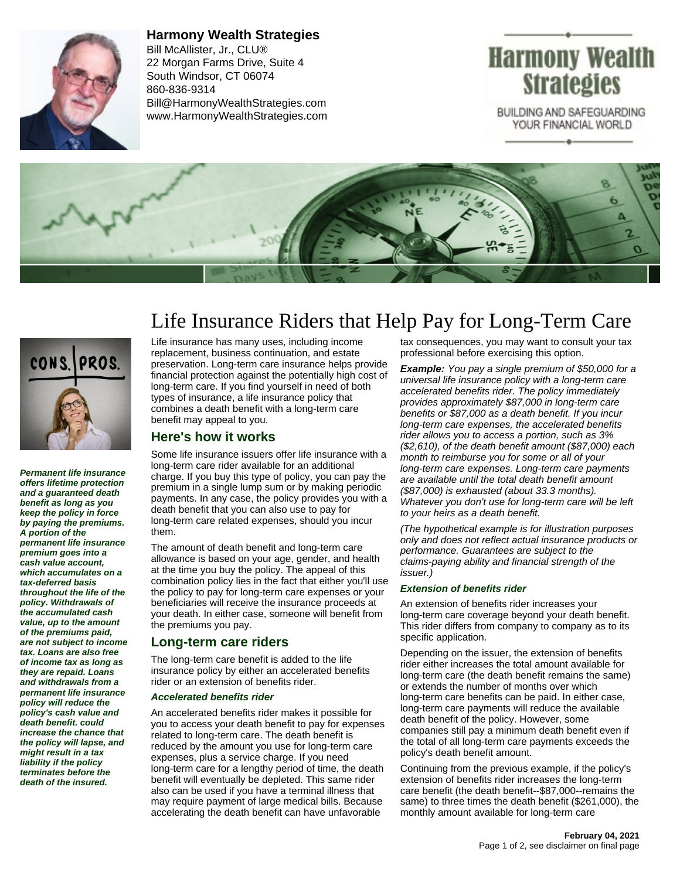**Harmony Wealth Strategies**
Bill McAllister, Jr., CLU®
22 Morgan Farms Drive, Suite 4
South Windsor, CT 06074
860-836-9314
Bill@HarmonyWealthStrategies.com
www.HarmonyWealthStrategies.com

Harmony Wealth Strategies
BUILDING AND SAFEGUARDING YOUR FINANCIAL WORLD

# Life Insurance Riders that Help Pay for Long-Term Care

***Permanent life insurance offers lifetime protection and a guaranteed death benefit as long as you keep the policy in force by paying the premiums. A portion of the permanent life insurance premium goes into a cash value account, which accumulates on a tax-deferred basis throughout the life of the policy. Withdrawals of the accumulated cash value, up to the amount of the premiums paid, are not subject to income tax. Loans are also free of income tax as long as they are repaid. Loans and withdrawals from a permanent life insurance policy will reduce the policy's cash value and death benefit. could increase the chance that the policy will lapse, and might result in a tax liability if the policy terminates before the death of the insured.***

Life insurance has many uses, including income replacement, business continuation, and estate preservation. Long-term care insurance helps provide financial protection against the potentially high cost of long-term care. If you find yourself in need of both types of insurance, a life insurance policy that combines a death benefit with a long-term care benefit may appeal to you.

## Here's how it works

Some life insurance issuers offer life insurance with a long-term care rider available for an additional charge. If you buy this type of policy, you can pay the premium in a single lump sum or by making periodic payments. In any case, the policy provides you with a death benefit that you can also use to pay for long-term care related expenses, should you incur them.

The amount of death benefit and long-term care allowance is based on your age, gender, and health at the time you buy the policy. The appeal of this combination policy lies in the fact that either you'll use the policy to pay for long-term care expenses or your beneficiaries will receive the insurance proceeds at your death. In either case, someone will benefit from the premiums you pay.

## Long-term care riders

The long-term care benefit is added to the life insurance policy by either an accelerated benefits rider or an extension of benefits rider.

### *Accelerated benefits rider*

An accelerated benefits rider makes it possible for you to access your death benefit to pay for expenses related to long-term care. The death benefit is reduced by the amount you use for long-term care expenses, plus a service charge. If you need long-term care for a lengthy period of time, the death benefit will eventually be depleted. This same rider also can be used if you have a terminal illness that may require payment of large medical bills. Because accelerating the death benefit can have unfavorable tax consequences, you may want to consult your tax professional before exercising this option.

***Example:*** *You pay a single premium of $50,000 for a universal life insurance policy with a long-term care accelerated benefits rider. The policy immediately provides approximately $87,000 in long-term care benefits or $87,000 as a death benefit. If you incur long-term care expenses, the accelerated benefits rider allows you to access a portion, such as 3% ($2,610), of the death benefit amount ($87,000) each month to reimburse you for some or all of your long-term care expenses. Long-term care payments are available until the total death benefit amount ($87,000) is exhausted (about 33.3 months). Whatever you don't use for long-term care will be left to your heirs as a death benefit.*

*(The hypothetical example is for illustration purposes only and does not reflect actual insurance products or performance. Guarantees are subject to the claims-paying ability and financial strength of the issuer.)*

### *Extension of benefits rider*

An extension of benefits rider increases your long-term care coverage beyond your death benefit. This rider differs from company to company as to its specific application.

Depending on the issuer, the extension of benefits rider either increases the total amount available for long-term care (the death benefit remains the same) or extends the number of months over which long-term care benefits can be paid. In either case, long-term care payments will reduce the available death benefit of the policy. However, some companies still pay a minimum death benefit even if the total of all long-term care payments exceeds the policy's death benefit amount.

Continuing from the previous example, if the policy's extension of benefits rider increases the long-term care benefit (the death benefit--$87,000--remains the same) to three times the death benefit ($261,000), the monthly amount available for long-term care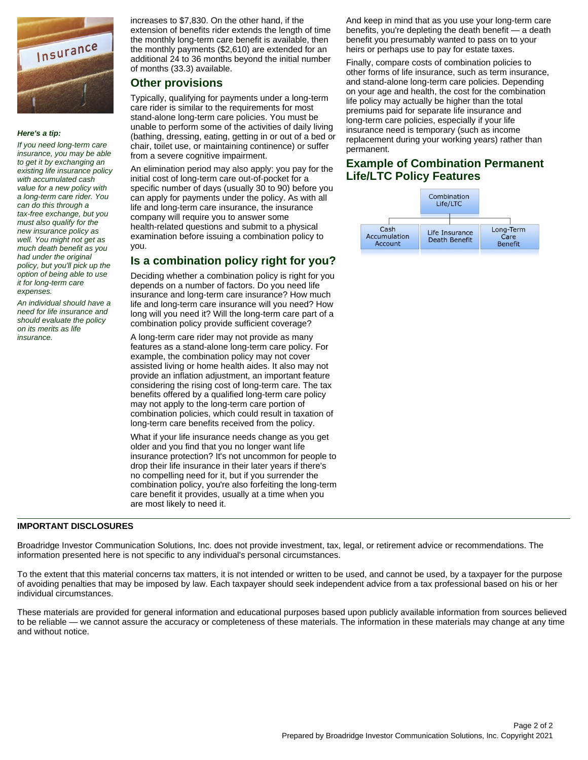***Here's a tip:***

*If you need long-term care insurance, you may be able to get it by exchanging an existing life insurance policy with accumulated cash value for a new policy with a long-term care rider. You can do this through a tax-free exchange, but you must also qualify for the new insurance policy as well. You might not get as much death benefit as you had under the original policy, but you'll pick up the option of being able to use it for long-term care expenses.*

*An individual should have a need for life insurance and should evaluate the policy on its merits as life insurance.*

increases to $7,830. On the other hand, if the extension of benefits rider extends the length of time the monthly long-term care benefit is available, then the monthly payments ($2,610) are extended for an additional 24 to 36 months beyond the initial number of months (33.3) available.

## Other provisions

Typically, qualifying for payments under a long-term care rider is similar to the requirements for most stand-alone long-term care policies. You must be unable to perform some of the activities of daily living (bathing, dressing, eating, getting in or out of a bed or chair, toilet use, or maintaining continence) or suffer from a severe cognitive impairment.

An elimination period may also apply: you pay for the initial cost of long-term care out-of-pocket for a specific number of days (usually 30 to 90) before you can apply for payments under the policy. As with all life and long-term care insurance, the insurance company will require you to answer some health-related questions and submit to a physical examination before issuing a combination policy to you.

## Is a combination policy right for you?

Deciding whether a combination policy is right for you depends on a number of factors. Do you need life insurance and long-term care insurance? How much life and long-term care insurance will you need? How long will you need it? Will the long-term care part of a combination policy provide sufficient coverage?

A long-term care rider may not provide as many features as a stand-alone long-term care policy. For example, the combination policy may not cover assisted living or home health aides. It also may not provide an inflation adjustment, an important feature considering the rising cost of long-term care. The tax benefits offered by a qualified long-term care policy may not apply to the long-term care portion of combination policies, which could result in taxation of long-term care benefits received from the policy.

What if your life insurance needs change as you get older and you find that you no longer want life insurance protection? It's not uncommon for people to drop their life insurance in their later years if there's no compelling need for it, but if you surrender the combination policy, you're also forfeiting the long-term care benefit it provides, usually at a time when you are most likely to need it.

And keep in mind that as you use your long-term care benefits, you're depleting the death benefit — a death benefit you presumably wanted to pass on to your heirs or perhaps use to pay for estate taxes.

Finally, compare costs of combination policies to other forms of life insurance, such as term insurance, and stand-alone long-term care policies. Depending on your age and health, the cost for the combination life policy may actually be higher than the total premiums paid for separate life insurance and long-term care policies, especially if your life insurance need is temporary (such as income replacement during your working years) rather than permanent.

## Example of Combination Permanent Life/LTC Policy Features

Combination Life/LTC

Cash Accumulation Account

Life Insurance Death Benefit

Long-Term Care Benefit

**IMPORTANT DISCLOSURES**

Broadridge Investor Communication Solutions, Inc. does not provide investment, tax, legal, or retirement advice or recommendations. The information presented here is not specific to any individual's personal circumstances.

To the extent that this material concerns tax matters, it is not intended or written to be used, and cannot be used, by a taxpayer for the purpose of avoiding penalties that may be imposed by law. Each taxpayer should seek independent advice from a tax professional based on his or her individual circumstances.

These materials are provided for general information and educational purposes based upon publicly available information from sources believed to be reliable — we cannot assure the accuracy or completeness of these materials. The information in these materials may change at any time and without notice.

Prepared by Broadridge Investor Communication Solutions, Inc. Copyright 2021